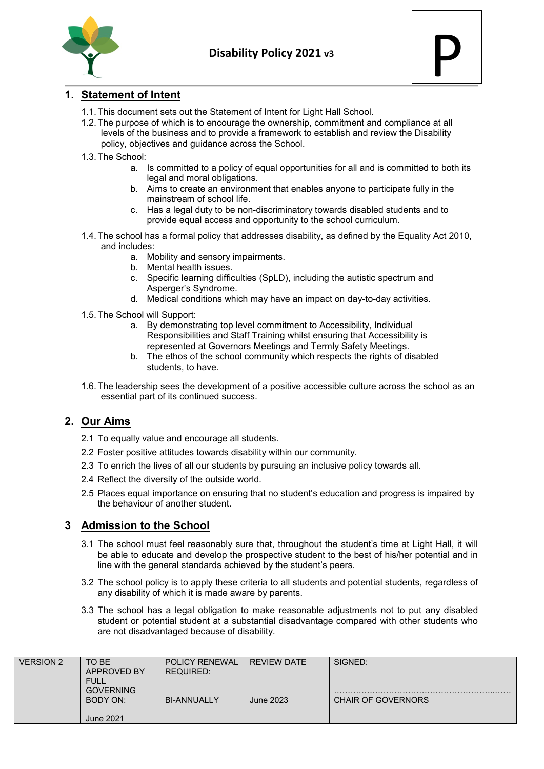# Disability Policy 2021 v3

P

## 1. Statement of Intent

1.1. This document sets out the Statement of Intent for Light Hall School.

1.2. The purpose of which is to encourage the ownership, commitment and compliance at all levels of the business and to provide a framework to establish and review the Disability policy, objectives and guidance across the School.

1.3. The School:

a. Is committed to a policy of equal opportunities for all and is committed to both its legal and moral obligations.
b. Aims to create an environment that enables anyone to participate fully in the mainstream of school life.
c. Has a legal duty to be non-discriminatory towards disabled students and to provide equal access and opportunity to the school curriculum.

1.4. The school has a formal policy that addresses disability, as defined by the Equality Act 2010, and includes:

a. Mobility and sensory impairments.
b. Mental health issues.
c. Specific learning difficulties (SpLD), including the autistic spectrum and Asperger's Syndrome.
d. Medical conditions which may have an impact on day-to-day activities.

1.5. The School will Support:

a. By demonstrating top level commitment to Accessibility, Individual Responsibilities and Staff Training whilst ensuring that Accessibility is represented at Governors Meetings and Termly Safety Meetings.
b. The ethos of the school community which respects the rights of disabled students, to have.

1.6. The leadership sees the development of a positive accessible culture across the school as an essential part of its continued success.

## 2. Our Aims

2.1 To equally value and encourage all students.

2.2 Foster positive attitudes towards disability within our community.

2.3 To enrich the lives of all our students by pursuing an inclusive policy towards all.

2.4 Reflect the diversity of the outside world.

2.5 Places equal importance on ensuring that no student's education and progress is impaired by the behaviour of another student.

## 3 Admission to the School

3.1 The school must feel reasonably sure that, throughout the student's time at Light Hall, it will be able to educate and develop the prospective student to the best of his/her potential and in line with the general standards achieved by the student's peers.

3.2 The school policy is to apply these criteria to all students and potential students, regardless of any disability of which it is made aware by parents.

3.3 The school has a legal obligation to make reasonable adjustments not to put any disabled student or potential student at a substantial disadvantage compared with other students who are not disadvantaged because of disability.

| VERSION 2 | TO BE APPROVED BY FULL GOVERNING BODY ON: June 2021 | POLICY RENEWAL REQUIRED: BI-ANNUALLY | REVIEW DATE June 2023 | SIGNED: ………………………………………………………… CHAIR OF GOVERNORS |
|---|---|---|---|---|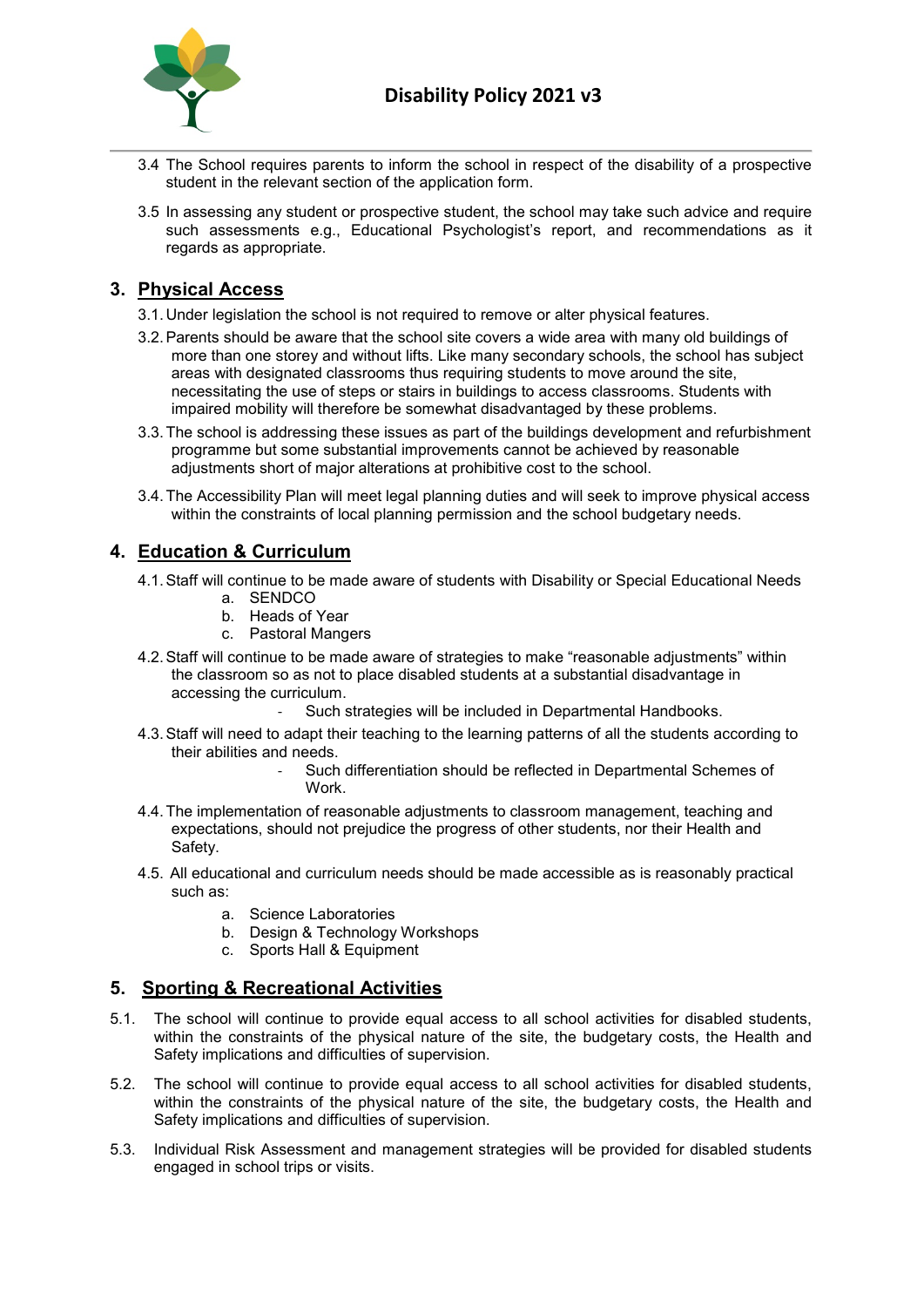3.4 The School requires parents to inform the school in respect of the disability of a prospective student in the relevant section of the application form.

3.5 In assessing any student or prospective student, the school may take such advice and require such assessments e.g., Educational Psychologist's report, and recommendations as it regards as appropriate.

## 3. Physical Access

3.1. Under legislation the school is not required to remove or alter physical features.

3.2. Parents should be aware that the school site covers a wide area with many old buildings of more than one storey and without lifts. Like many secondary schools, the school has subject areas with designated classrooms thus requiring students to move around the site, necessitating the use of steps or stairs in buildings to access classrooms. Students with impaired mobility will therefore be somewhat disadvantaged by these problems.

3.3. The school is addressing these issues as part of the buildings development and refurbishment programme but some substantial improvements cannot be achieved by reasonable adjustments short of major alterations at prohibitive cost to the school.

3.4. The Accessibility Plan will meet legal planning duties and will seek to improve physical access within the constraints of local planning permission and the school budgetary needs.

## 4. Education & Curriculum

4.1. Staff will continue to be made aware of students with Disability or Special Educational Needs

a. SENDCO
b. Heads of Year
c. Pastoral Mangers

4.2. Staff will continue to be made aware of strategies to make "reasonable adjustments" within the classroom so as not to place disabled students at a substantial disadvantage in accessing the curriculum.

- Such strategies will be included in Departmental Handbooks.

4.3. Staff will need to adapt their teaching to the learning patterns of all the students according to their abilities and needs.

- Such differentiation should be reflected in Departmental Schemes of Work.

4.4. The implementation of reasonable adjustments to classroom management, teaching and expectations, should not prejudice the progress of other students, nor their Health and Safety.

4.5. All educational and curriculum needs should be made accessible as is reasonably practical such as:

a. Science Laboratories
b. Design & Technology Workshops
c. Sports Hall & Equipment

## 5. Sporting & Recreational Activities

5.1. The school will continue to provide equal access to all school activities for disabled students, within the constraints of the physical nature of the site, the budgetary costs, the Health and Safety implications and difficulties of supervision.

5.2. The school will continue to provide equal access to all school activities for disabled students, within the constraints of the physical nature of the site, the budgetary costs, the Health and Safety implications and difficulties of supervision.

5.3. Individual Risk Assessment and management strategies will be provided for disabled students engaged in school trips or visits.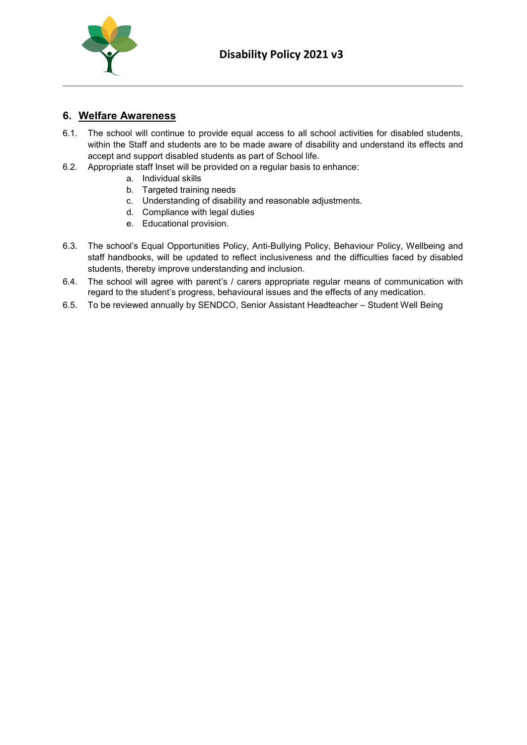## 6. Welfare Awareness

6.1. The school will continue to provide equal access to all school activities for disabled students, within the Staff and students are to be made aware of disability and understand its effects and accept and support disabled students as part of School life.

6.2. Appropriate staff Inset will be provided on a regular basis to enhance:

   a. Individual skills
   b. Targeted training needs
   c. Understanding of disability and reasonable adjustments.
   d. Compliance with legal duties
   e. Educational provision.

6.3. The school's Equal Opportunities Policy, Anti-Bullying Policy, Behaviour Policy, Wellbeing and staff handbooks, will be updated to reflect inclusiveness and the difficulties faced by disabled students, thereby improve understanding and inclusion.

6.4. The school will agree with parent's / carers appropriate regular means of communication with regard to the student's progress, behavioural issues and the effects of any medication.

6.5. To be reviewed annually by SENDCO, Senior Assistant Headteacher – Student Well Being